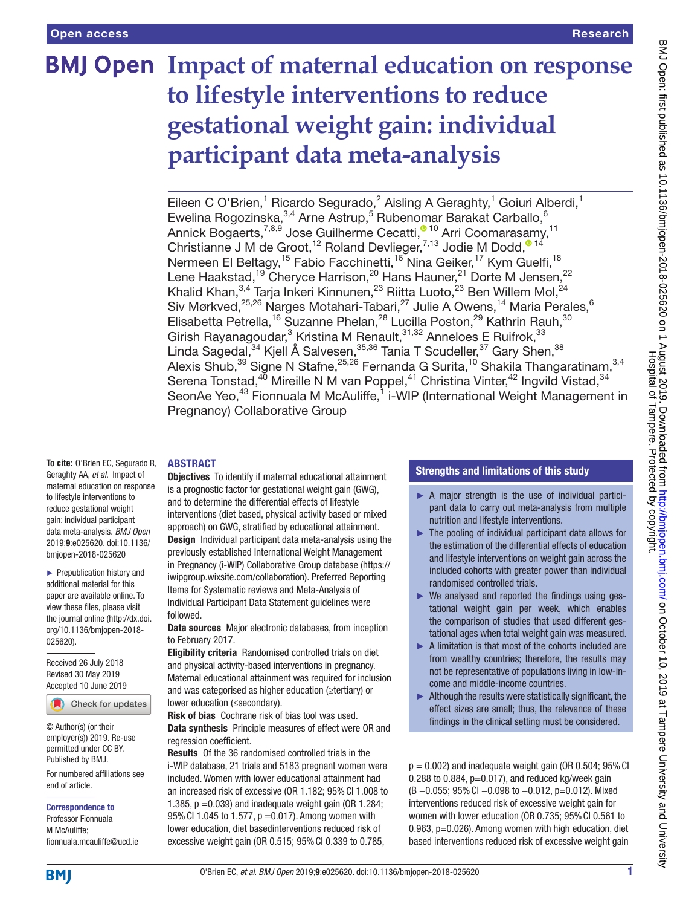# Impact of maternal education on response to lifestyle interventions to reduce gestational weight gain: individual participant data meta-analysis

Eileen C O'Brien,[1] Ricardo Segurado,[2] Aisling A Geraghty,[1] Goiuri Alberdi,[1] Ewelina Rogozinska,[3,4] Arne Astrup,[5] Rubenomar Barakat Carballo,[6] Annick Bogaerts,[7,8,9] Jose Guilherme Cecatti,[10] Arri Coomarasamy,[11] Christianne J M de Groot,[12] Roland Devlieger,[7,13] Jodie M Dodd,[14] Nermeen El Beltagy,[15] Fabio Facchinetti,[16] Nina Geiker,[17] Kym Guelfi,[18] Lene Haakstad,[19] Cheryce Harrison,[20] Hans Hauner,[21] Dorte M Jensen,[22] Khalid Khan,[3,4] Tarja Inkeri Kinnunen,[23] Riitta Luoto,[23] Ben Willem Mol,[24] Siv Mørkved,[25,26] Narges Motahari-Tabari,[27] Julie A Owens,[14] Maria Perales,[6] Elisabetta Petrella,[16] Suzanne Phelan,[28] Lucilla Poston,[29] Kathrin Rauh,[30] Girish Rayanagoudar,[3] Kristina M Renault,[31,32] Anneloes E Ruifrok,[33] Linda Sagedal,[34] Kjell Å Salvesen,[35,36] Tania T Scudeller,[37] Gary Shen,[38] Alexis Shub,[39] Signe N Stafne,[25,26] Fernanda G Surita,[10] Shakila Thangaratinam,[3,4] Serena Tonstad,[40] Mireille N M van Poppel,[41] Christina Vinter,[42] Ingvild Vistad,[34] SeonAe Yeo,[43] Fionnuala M McAuliffe,[1] i-WIP (International Weight Management in Pregnancy) Collaborative Group

**To cite:** O'Brien EC, Segurado R, Geraghty AA, *et al*. Impact of maternal education on response to lifestyle interventions to reduce gestational weight gain: individual participant data meta-analysis. *BMJ Open* 2019;**9**:e025620. doi:10.1136/bmjopen-2018-025620

► Prepublication history and additional material for this paper are available online. To view these files, please visit the journal online (http://dx.doi.org/10.1136/bmjopen-2018-025620).

Received 26 July 2018
Revised 30 May 2019
Accepted 10 June 2019

© Author(s) (or their employer(s)) 2019. Re-use permitted under CC BY. Published by BMJ.

For numbered affiliations see end of article.

**Correspondence to**
Professor Fionnuala M McAuliffe; fionnuala.mcauliffe@ucd.ie

## ABSTRACT

**Objectives** To identify if maternal educational attainment is a prognostic factor for gestational weight gain (GWG), and to determine the differential effects of lifestyle interventions (diet based, physical activity based or mixed approach) on GWG, stratified by educational attainment.

**Design** Individual participant data meta-analysis using the previously established International Weight Management in Pregnancy (i-WIP) Collaborative Group database (https://iwipgroup.wixsite.com/collaboration). Preferred Reporting Items for Systematic reviews and Meta-Analysis of Individual Participant Data Statement guidelines were followed.

**Data sources** Major electronic databases, from inception to February 2017.

**Eligibility criteria** Randomised controlled trials on diet and physical activity-based interventions in pregnancy. Maternal educational attainment was required for inclusion and was categorised as higher education (≥tertiary) or lower education (≤secondary).

**Risk of bias** Cochrane risk of bias tool was used.

**Data synthesis** Principle measures of effect were OR and regression coefficient.

**Results** Of the 36 randomised controlled trials in the i-WIP database, 21 trials and 5183 pregnant women were included. Women with lower educational attainment had an increased risk of excessive (OR 1.182; 95% CI 1.008 to 1.385, p =0.039) and inadequate weight gain (OR 1.284; 95% CI 1.045 to 1.577, p =0.017). Among women with lower education, diet basedinterventions reduced risk of excessive weight gain (OR 0.515; 95% CI 0.339 to 0.785, p = 0.002) and inadequate weight gain (OR 0.504; 95% CI 0.288 to 0.884, p=0.017), and reduced kg/week gain (B −0.055; 95% CI −0.098 to −0.012, p=0.012). Mixed interventions reduced risk of excessive weight gain for women with lower education (OR 0.735; 95% CI 0.561 to 0.963, p=0.026). Among women with high education, diet based interventions reduced risk of excessive weight gain

## Strengths and limitations of this study

- ► A major strength is the use of individual participant data to carry out meta-analysis from multiple nutrition and lifestyle interventions.
- ► The pooling of individual participant data allows for the estimation of the differential effects of education and lifestyle interventions on weight gain across the included cohorts with greater power than individual randomised controlled trials.
- ► We analysed and reported the findings using gestational weight gain per week, which enables the comparison of studies that used different gestational ages when total weight gain was measured.
- ► A limitation is that most of the cohorts included are from wealthy countries; therefore, the results may not be representative of populations living in low-income and middle-income countries.
- ► Although the results were statistically significant, the effect sizes are small; thus, the relevance of these findings in the clinical setting must be considered.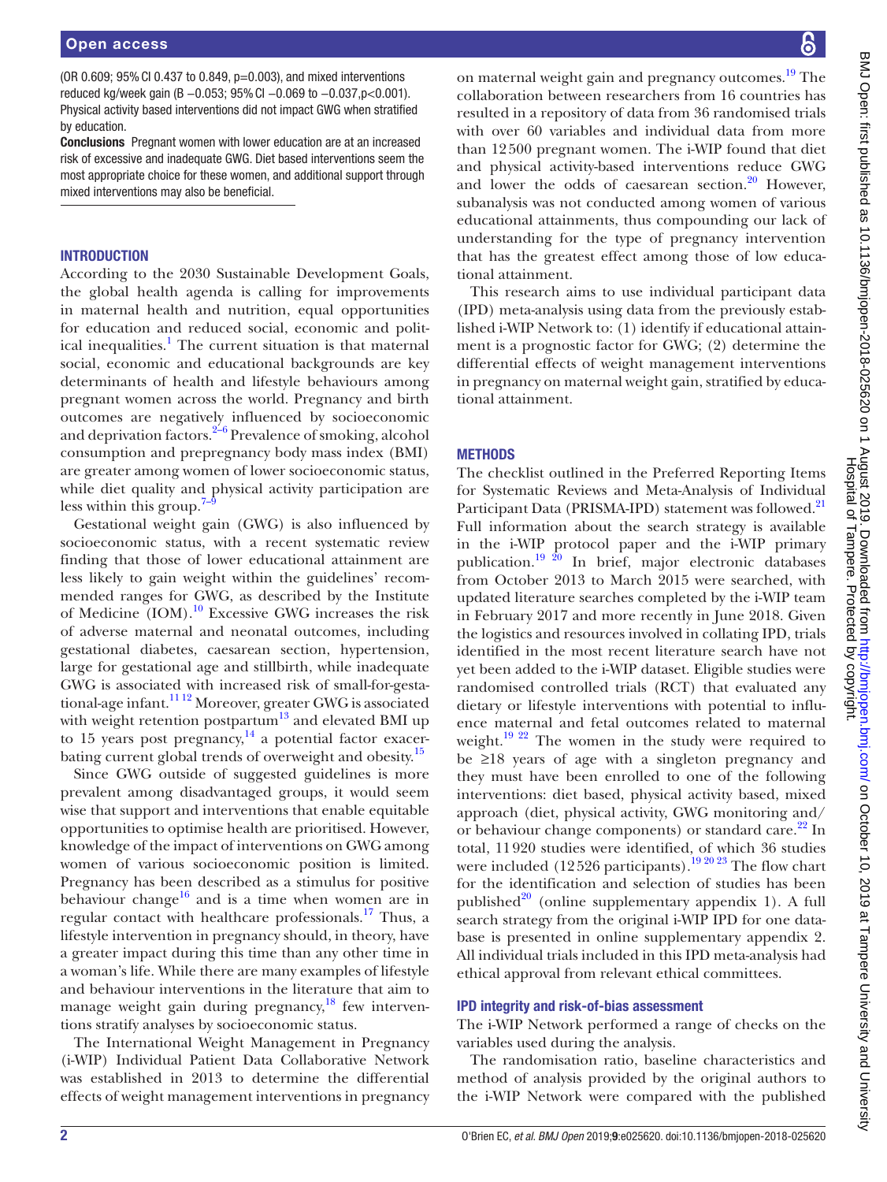(OR 0.609; 95% CI 0.437 to 0.849, p=0.003), and mixed interventions reduced kg/week gain (B −0.053; 95% CI −0.069 to −0.037,p<0.001). Physical activity based interventions did not impact GWG when stratified by education.

**Conclusions** Pregnant women with lower education are at an increased risk of excessive and inadequate GWG. Diet based interventions seem the most appropriate choice for these women, and additional support through mixed interventions may also be beneficial.

## INTRODUCTION

According to the 2030 Sustainable Development Goals, the global health agenda is calling for improvements in maternal health and nutrition, equal opportunities for education and reduced social, economic and political inequalities.[1] The current situation is that maternal social, economic and educational backgrounds are key determinants of health and lifestyle behaviours among pregnant women across the world. Pregnancy and birth outcomes are negatively influenced by socioeconomic and deprivation factors.[2–6] Prevalence of smoking, alcohol consumption and prepregnancy body mass index (BMI) are greater among women of lower socioeconomic status, while diet quality and physical activity participation are less within this group.[7–9]

Gestational weight gain (GWG) is also influenced by socioeconomic status, with a recent systematic review finding that those of lower educational attainment are less likely to gain weight within the guidelines' recommended ranges for GWG, as described by the Institute of Medicine (IOM).[10] Excessive GWG increases the risk of adverse maternal and neonatal outcomes, including gestational diabetes, caesarean section, hypertension, large for gestational age and stillbirth, while inadequate GWG is associated with increased risk of small-for-gestational-age infant.[11 12] Moreover, greater GWG is associated with weight retention postpartum[13] and elevated BMI up to 15 years post pregnancy,[14] a potential factor exacerbating current global trends of overweight and obesity.[15]

Since GWG outside of suggested guidelines is more prevalent among disadvantaged groups, it would seem wise that support and interventions that enable equitable opportunities to optimise health are prioritised. However, knowledge of the impact of interventions on GWG among women of various socioeconomic position is limited. Pregnancy has been described as a stimulus for positive behaviour change[16] and is a time when women are in regular contact with healthcare professionals.[17] Thus, a lifestyle intervention in pregnancy should, in theory, have a greater impact during this time than any other time in a woman's life. While there are many examples of lifestyle and behaviour interventions in the literature that aim to manage weight gain during pregnancy,[18] few interventions stratify analyses by socioeconomic status.

The International Weight Management in Pregnancy (i-WIP) Individual Patient Data Collaborative Network was established in 2013 to determine the differential effects of weight management interventions in pregnancy on maternal weight gain and pregnancy outcomes.[19] The collaboration between researchers from 16 countries has resulted in a repository of data from 36 randomised trials with over 60 variables and individual data from more than 12500 pregnant women. The i-WIP found that diet and physical activity-based interventions reduce GWG and lower the odds of caesarean section.[20] However, subanalysis was not conducted among women of various educational attainments, thus compounding our lack of understanding for the type of pregnancy intervention that has the greatest effect among those of low educational attainment.

This research aims to use individual participant data (IPD) meta-analysis using data from the previously established i-WIP Network to: (1) identify if educational attainment is a prognostic factor for GWG; (2) determine the differential effects of weight management interventions in pregnancy on maternal weight gain, stratified by educational attainment.

## METHODS

The checklist outlined in the Preferred Reporting Items for Systematic Reviews and Meta-Analysis of Individual Participant Data (PRISMA-IPD) statement was followed.[21] Full information about the search strategy is available in the i-WIP protocol paper and the i-WIP primary publication.[19 20] In brief, major electronic databases from October 2013 to March 2015 were searched, with updated literature searches completed by the i-WIP team in February 2017 and more recently in June 2018. Given the logistics and resources involved in collating IPD, trials identified in the most recent literature search have not yet been added to the i-WIP dataset. Eligible studies were randomised controlled trials (RCT) that evaluated any dietary or lifestyle interventions with potential to influence maternal and fetal outcomes related to maternal weight.[19 22] The women in the study were required to be ≥18 years of age with a singleton pregnancy and they must have been enrolled to one of the following interventions: diet based, physical activity based, mixed approach (diet, physical activity, GWG monitoring and/or behaviour change components) or standard care.[22] In total, 11920 studies were identified, of which 36 studies were included (12526 participants).[19 20 23] The flow chart for the identification and selection of studies has been published[20] (online supplementary appendix 1). A full search strategy from the original i-WIP IPD for one database is presented in online supplementary appendix 2. All individual trials included in this IPD meta-analysis had ethical approval from relevant ethical committees.

### IPD integrity and risk-of-bias assessment

The i-WIP Network performed a range of checks on the variables used during the analysis.

The randomisation ratio, baseline characteristics and method of analysis provided by the original authors to the i-WIP Network were compared with the published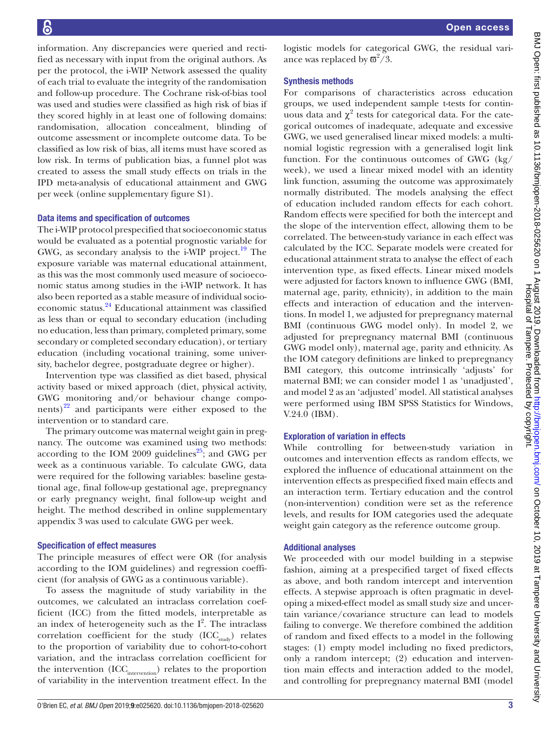information. Any discrepancies were queried and rectified as necessary with input from the original authors. As per the protocol, the i-WIP Network assessed the quality of each trial to evaluate the integrity of the randomisation and follow-up procedure. The Cochrane risk-of-bias tool was used and studies were classified as high risk of bias if they scored highly in at least one of following domains: randomisation, allocation concealment, blinding of outcome assessment or incomplete outcome data. To be classified as low risk of bias, all items must have scored as low risk. In terms of publication bias, a funnel plot was created to assess the small study effects on trials in the IPD meta-analysis of educational attainment and GWG per week (online supplementary figure S1).

### Data items and specification of outcomes

The i-WIP protocol prespecified that socioeconomic status would be evaluated as a potential prognostic variable for GWG, as secondary analysis to the i-WIP project.[19] The exposure variable was maternal educational attainment, as this was the most commonly used measure of socioeconomic status among studies in the i-WIP network. It has also been reported as a stable measure of individual socioeconomic status.[24] Educational attainment was classified as less than or equal to secondary education (including no education, less than primary, completed primary, some secondary or completed secondary education), or tertiary education (including vocational training, some university, bachelor degree, postgraduate degree or higher).

Intervention type was classified as diet based, physical activity based or mixed approach (diet, physical activity, GWG monitoring and/or behaviour change components)[22] and participants were either exposed to the intervention or to standard care.

The primary outcome was maternal weight gain in pregnancy. The outcome was examined using two methods: according to the IOM 2009 guidelines[25]; and GWG per week as a continuous variable. To calculate GWG, data were required for the following variables: baseline gestational age, final follow-up gestational age, prepregnancy or early pregnancy weight, final follow-up weight and height. The method described in online supplementary appendix 3 was used to calculate GWG per week.

### Specification of effect measures

The principle measures of effect were OR (for analysis according to the IOM guidelines) and regression coefficient (for analysis of GWG as a continuous variable).

To assess the magnitude of study variability in the outcomes, we calculated an intraclass correlation coefficient (ICC) from the fitted models, interpretable as an index of heterogeneity such as the $I^2$. The intraclass correlation coefficient for the study ($ICC_{study}$) relates to the proportion of variability due to cohort-to-cohort variation, and the intraclass correlation coefficient for the intervention ($ICC_{intervention}$) relates to the proportion of variability in the intervention treatment effect. In the logistic models for categorical GWG, the residual variance was replaced by $\varpi^2/3$.

### Synthesis methods

For comparisons of characteristics across education groups, we used independent sample t-tests for continuous data and $\chi^2$ tests for categorical data. For the categorical outcomes of inadequate, adequate and excessive GWG, we used generalised linear mixed models: a multinomial logistic regression with a generalised logit link function. For the continuous outcomes of GWG (kg/week), we used a linear mixed model with an identity link function, assuming the outcome was approximately normally distributed. The models analysing the effect of education included random effects for each cohort. Random effects were specified for both the intercept and the slope of the intervention effect, allowing them to be correlated. The between-study variance in each effect was calculated by the ICC. Separate models were created for educational attainment strata to analyse the effect of each intervention type, as fixed effects. Linear mixed models were adjusted for factors known to influence GWG (BMI, maternal age, parity, ethnicity), in addition to the main effects and interaction of education and the interventions. In model 1, we adjusted for prepregnancy maternal BMI (continuous GWG model only). In model 2, we adjusted for prepregnancy maternal BMI (continuous GWG model only), maternal age, parity and ethnicity. As the IOM category definitions are linked to prepregnancy BMI category, this outcome intrinsically 'adjusts' for maternal BMI; we can consider model 1 as 'unadjusted', and model 2 as an 'adjusted' model. All statistical analyses were performed using IBM SPSS Statistics for Windows, V.24.0 (IBM).

### Exploration of variation in effects

While controlling for between-study variation in outcomes and intervention effects as random effects, we explored the influence of educational attainment on the intervention effects as prespecified fixed main effects and an interaction term. Tertiary education and the control (non-intervention) condition were set as the reference levels, and results for IOM categories used the adequate weight gain category as the reference outcome group.

### Additional analyses

We proceeded with our model building in a stepwise fashion, aiming at a prespecified target of fixed effects as above, and both random intercept and intervention effects. A stepwise approach is often pragmatic in developing a mixed-effect model as small study size and uncertain variance/covariance structure can lead to models failing to converge. We therefore combined the addition of random and fixed effects to a model in the following stages: (1) empty model including no fixed predictors, only a random intercept; (2) education and intervention main effects and interaction added to the model, and controlling for prepregnancy maternal BMI (model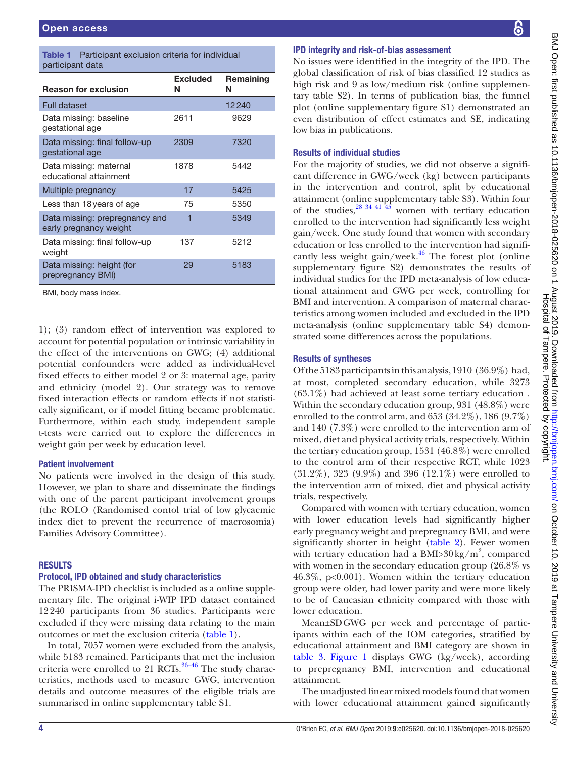**Table 1** Participant exclusion criteria for individual participant data

| Reason for exclusion | Excluded N | Remaining N |
|---|---|---|
| Full dataset | | 12 240 |
| Data missing: baseline gestational age | 2611 | 9629 |
| Data missing: final follow-up gestational age | 2309 | 7320 |
| Data missing: maternal educational attainment | 1878 | 5442 |
| Multiple pregnancy | 17 | 5425 |
| Less than 18 years of age | 75 | 5350 |
| Data missing: prepregnancy and early pregnancy weight | 1 | 5349 |
| Data missing: final follow-up weight | 137 | 5212 |
| Data missing: height (for prepregnancy BMI) | 29 | 5183 |

BMI, body mass index.

1); (3) random effect of intervention was explored to account for potential population or intrinsic variability in the effect of the interventions on GWG; (4) additional potential confounders were added as individual-level fixed effects to either model 2 or 3: maternal age, parity and ethnicity (model 2). Our strategy was to remove fixed interaction effects or random effects if not statistically significant, or if model fitting became problematic. Furthermore, within each study, independent sample t-tests were carried out to explore the differences in weight gain per week by education level.

### Patient involvement

No patients were involved in the design of this study. However, we plan to share and disseminate the findings with one of the parent participant involvement groups (the ROLO (Randomised contol trial of low glycaemic index diet to prevent the recurrence of macrosomia) Families Advisory Committee).

## RESULTS

### Protocol, IPD obtained and study characteristics

The PRISMA-IPD checklist is included as a online supplementary file. The original i-WIP IPD dataset contained 12 240 participants from 36 studies. Participants were excluded if they were missing data relating to the main outcomes or met the exclusion criteria (table 1).

In total, 7057 women were excluded from the analysis, while 5183 remained. Participants that met the inclusion criteria were enrolled to 21 RCTs.[26–46] The study characteristics, methods used to measure GWG, intervention details and outcome measures of the eligible trials are summarised in online supplementary table S1.

### IPD integrity and risk-of-bias assessment

No issues were identified in the integrity of the IPD. The global classification of risk of bias classified 12 studies as high risk and 9 as low/medium risk (online supplementary table S2). In terms of publication bias, the funnel plot (online supplementary figure S1) demonstrated an even distribution of effect estimates and SE, indicating low bias in publications.

### Results of individual studies

For the majority of studies, we did not observe a significant difference in GWG/week (kg) between participants in the intervention and control, split by educational attainment (online supplementary table S3). Within four of the studies,[28 34 41 45] women with tertiary education enrolled to the intervention had significantly less weight gain/week. One study found that women with secondary education or less enrolled to the intervention had significantly less weight gain/week.[46] The forest plot (online supplementary figure S2) demonstrates the results of individual studies for the IPD meta-analysis of low educational attainment and GWG per week, controlling for BMI and intervention. A comparison of maternal characteristics among women included and excluded in the IPD meta-analysis (online supplementary table S4) demonstrated some differences across the populations.

### Results of syntheses

Of the 5183 participants in this analysis, 1910 (36.9%) had, at most, completed secondary education, while 3273 (63.1%) had achieved at least some tertiary education . Within the secondary education group, 931 (48.8%) were enrolled to the control arm, and 653 (34.2%), 186 (9.7%) and 140 (7.3%) were enrolled to the intervention arm of mixed, diet and physical activity trials, respectively. Within the tertiary education group, 1531 (46.8%) were enrolled to the control arm of their respective RCT, while 1023 (31.2%), 323 (9.9%) and 396 (12.1%) were enrolled to the intervention arm of mixed, diet and physical activity trials, respectively.

Compared with women with tertiary education, women with lower education levels had significantly higher early pregnancy weight and prepregnancy BMI, and were significantly shorter in height (table 2). Fewer women with tertiary education had a BMI>30 kg/m$^2$, compared with women in the secondary education group (26.8% vs 46.3%, p<0.001). Women within the tertiary education group were older, had lower parity and were more likely to be of Caucasian ethnicity compared with those with lower education.

Mean±SD GWG per week and percentage of participants within each of the IOM categories, stratified by educational attainment and BMI category are shown in table 3. Figure 1 displays GWG (kg/week), according to prepregnancy BMI, intervention and educational attainment.

The unadjusted linear mixed models found that women with lower educational attainment gained significantly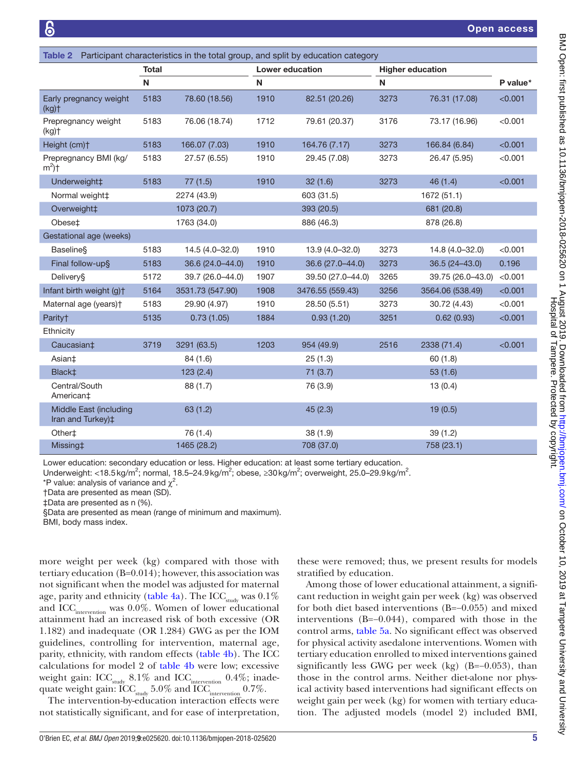**Table 2** Participant characteristics in the total group, and split by education category

| | Total | | Lower education | | Higher education | | |
|---|---|---|---|---|---|---|---|
| | N | | N | | N | | P value* |
| Early pregnancy weight (kg)† | 5183 | 78.60 (18.56) | 1910 | 82.51 (20.26) | 3273 | 76.31 (17.08) | <0.001 |
| Prepregnancy weight (kg)† | 5183 | 76.06 (18.74) | 1712 | 79.61 (20.37) | 3176 | 73.17 (16.96) | <0.001 |
| Height (cm)† | 5183 | 166.07 (7.03) | 1910 | 164.76 (7.17) | 3273 | 166.84 (6.84) | <0.001 |
| Prepregnancy BMI (kg/m$^2$)† | 5183 | 27.57 (6.55) | 1910 | 29.45 (7.08) | 3273 | 26.47 (5.95) | <0.001 |
| Underweight‡ | 5183 | 77 (1.5) | 1910 | 32 (1.6) | 3273 | 46 (1.4) | <0.001 |
| Normal weight‡ | | 2274 (43.9) | | 603 (31.5) | | 1672 (51.1) | |
| Overweight‡ | | 1073 (20.7) | | 393 (20.5) | | 681 (20.8) | |
| Obese‡ | | 1763 (34.0) | | 886 (46.3) | | 878 (26.8) | |
| Gestational age (weeks) | | | | | | | |
| Baseline§ | 5183 | 14.5 (4.0–32.0) | 1910 | 13.9 (4.0–32.0) | 3273 | 14.8 (4.0–32.0) | <0.001 |
| Final follow-up§ | 5183 | 36.6 (24.0–44.0) | 1910 | 36.6 (27.0–44.0) | 3273 | 36.5 (24–43.0) | 0.196 |
| Delivery§ | 5172 | 39.7 (26.0–44.0) | 1907 | 39.50 (27.0–44.0) | 3265 | 39.75 (26.0–43.0) | <0.001 |
| Infant birth weight (g)† | 5164 | 3531.73 (547.90) | 1908 | 3476.55 (559.43) | 3256 | 3564.06 (538.49) | <0.001 |
| Maternal age (years)† | 5183 | 29.90 (4.97) | 1910 | 28.50 (5.51) | 3273 | 30.72 (4.43) | <0.001 |
| Parity† | 5135 | 0.73 (1.05) | 1884 | 0.93 (1.20) | 3251 | 0.62 (0.93) | <0.001 |
| Ethnicity | | | | | | | |
| Caucasian‡ | 3719 | 3291 (63.5) | 1203 | 954 (49.9) | 2516 | 2338 (71.4) | <0.001 |
| Asian‡ | | 84 (1.6) | | 25 (1.3) | | 60 (1.8) | |
| Black‡ | | 123 (2.4) | | 71 (3.7) | | 53 (1.6) | |
| Central/South American‡ | | 88 (1.7) | | 76 (3.9) | | 13 (0.4) | |
| Middle East (including Iran and Turkey)‡ | | 63 (1.2) | | 45 (2.3) | | 19 (0.5) | |
| Other‡ | | 76 (1.4) | | 38 (1.9) | | 39 (1.2) | |
| Missing‡ | | 1465 (28.2) | | 708 (37.0) | | 758 (23.1) | |

Lower education: secondary education or less. Higher education: at least some tertiary education.
Underweight: <18.5 kg/m$^2$; normal, 18.5–24.9 kg/m$^2$; obese, ≥30 kg/m$^2$; overweight, 25.0–29.9 kg/m$^2$.
*P value: analysis of variance and $\chi^2$.
†Data are presented as mean (SD).
‡Data are presented as n (%).
§Data are presented as mean (range of minimum and maximum).
BMI, body mass index.

more weight per week (kg) compared with those with tertiary education (B=0.014); however, this association was not significant when the model was adjusted for maternal age, parity and ethnicity (table 4a). The $ICC_{study}$ was 0.1% and $ICC_{intervention}$ was 0.0%. Women of lower educational attainment had an increased risk of both excessive (OR 1.182) and inadequate (OR 1.284) GWG as per the IOM guidelines, controlling for intervention, maternal age, parity, ethnicity, with random effects (table 4b). The ICC calculations for model 2 of table 4b were low; excessive weight gain: $ICC_{study}$ 8.1% and $ICC_{intervention}$ 0.4%; inadequate weight gain: $ICC_{study}$ 5.0% and $ICC_{intervention}$ 0.7%.

The intervention-by-education interaction effects were not statistically significant, and for ease of interpretation, these were removed; thus, we present results for models stratified by education.

Among those of lower educational attainment, a significant reduction in weight gain per week (kg) was observed for both diet based interventions (B=−0.055) and mixed interventions (B=−0.044), compared with those in the control arms, table 5a. No significant effect was observed for physical activity asedalone interventions. Women with tertiary education enrolled to mixed interventions gained significantly less GWG per week (kg) (B=−0.053), than those in the control arms. Neither diet-alone nor physical activity based interventions had significant effects on weight gain per week (kg) for women with tertiary education. The adjusted models (model 2) included BMI,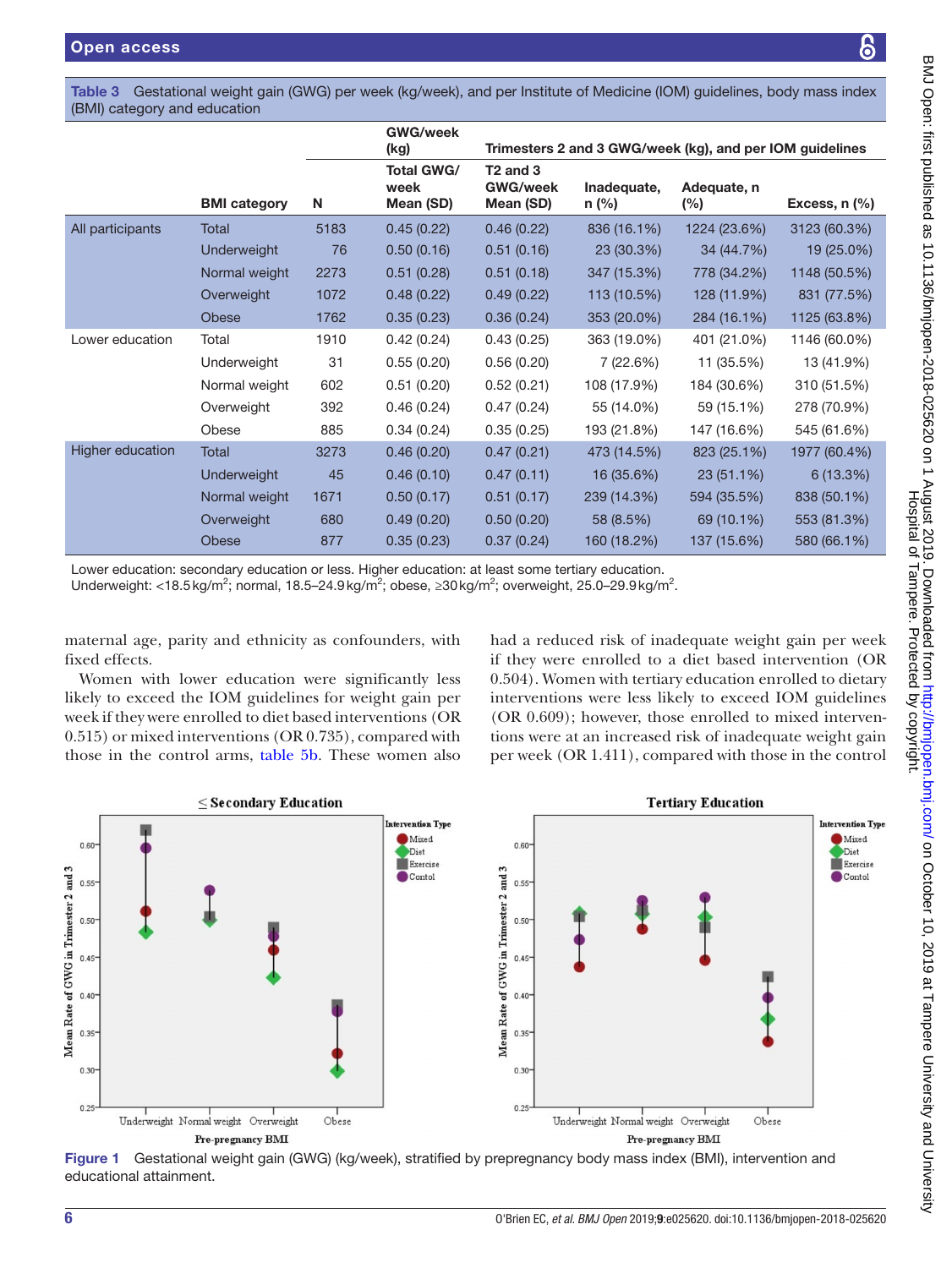**Table 3** Gestational weight gain (GWG) per week (kg/week), and per Institute of Medicine (IOM) guidelines, body mass index (BMI) category and education

| | | | GWG/week (kg) | Trimesters 2 and 3 GWG/week (kg), and per IOM guidelines | | | |
|---|---|---|---|---|---|---|---|
| | BMI category | N | Total GWG/week Mean (SD) | T2 and 3 GWG/week Mean (SD) | Inadequate, n (%) | Adequate, n (%) | Excess, n (%) |
| All participants | Total | 5183 | 0.45 (0.22) | 0.46 (0.22) | 836 (16.1%) | 1224 (23.6%) | 3123 (60.3%) |
| | Underweight | 76 | 0.50 (0.16) | 0.51 (0.16) | 23 (30.3%) | 34 (44.7%) | 19 (25.0%) |
| | Normal weight | 2273 | 0.51 (0.28) | 0.51 (0.18) | 347 (15.3%) | 778 (34.2%) | 1148 (50.5%) |
| | Overweight | 1072 | 0.48 (0.22) | 0.49 (0.22) | 113 (10.5%) | 128 (11.9%) | 831 (77.5%) |
| | Obese | 1762 | 0.35 (0.23) | 0.36 (0.24) | 353 (20.0%) | 284 (16.1%) | 1125 (63.8%) |
| Lower education | Total | 1910 | 0.42 (0.24) | 0.43 (0.25) | 363 (19.0%) | 401 (21.0%) | 1146 (60.0%) |
| | Underweight | 31 | 0.55 (0.20) | 0.56 (0.20) | 7 (22.6%) | 11 (35.5%) | 13 (41.9%) |
| | Normal weight | 602 | 0.51 (0.20) | 0.52 (0.21) | 108 (17.9%) | 184 (30.6%) | 310 (51.5%) |
| | Overweight | 392 | 0.46 (0.24) | 0.47 (0.24) | 55 (14.0%) | 59 (15.1%) | 278 (70.9%) |
| | Obese | 885 | 0.34 (0.24) | 0.35 (0.25) | 193 (21.8%) | 147 (16.6%) | 545 (61.6%) |
| Higher education | Total | 3273 | 0.46 (0.20) | 0.47 (0.21) | 473 (14.5%) | 823 (25.1%) | 1977 (60.4%) |
| | Underweight | 45 | 0.46 (0.10) | 0.47 (0.11) | 16 (35.6%) | 23 (51.1%) | 6 (13.3%) |
| | Normal weight | 1671 | 0.50 (0.17) | 0.51 (0.17) | 239 (14.3%) | 594 (35.5%) | 838 (50.1%) |
| | Overweight | 680 | 0.49 (0.20) | 0.50 (0.20) | 58 (8.5%) | 69 (10.1%) | 553 (81.3%) |
| | Obese | 877 | 0.35 (0.23) | 0.37 (0.24) | 160 (18.2%) | 137 (15.6%) | 580 (66.1%) |

Lower education: secondary education or less. Higher education: at least some tertiary education.
Underweight: <18.5 kg/m$^2$; normal, 18.5–24.9 kg/m$^2$; obese, ≥30 kg/m$^2$; overweight, 25.0–29.9 kg/m$^2$.

maternal age, parity and ethnicity as confounders, with fixed effects.

Women with lower education were significantly less likely to exceed the IOM guidelines for weight gain per week if they were enrolled to diet based interventions (OR 0.515) or mixed interventions (OR 0.735), compared with those in the control arms, table 5b. These women also had a reduced risk of inadequate weight gain per week if they were enrolled to a diet based intervention (OR 0.504). Women with tertiary education enrolled to dietary interventions were less likely to exceed IOM guidelines (OR 0.609); however, those enrolled to mixed interventions were at an increased risk of inadequate weight gain per week (OR 1.411), compared with those in the control

**Figure 1** Gestational weight gain (GWG) (kg/week), stratified by prepregnancy body mass index (BMI), intervention and educational attainment.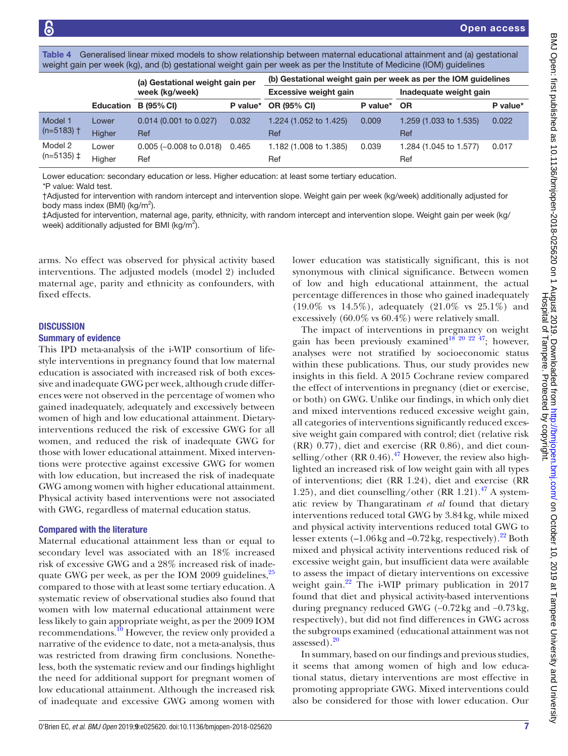Table 4 Generalised linear mixed models to show relationship between maternal educational attainment and (a) gestational weight gain per week (kg), and (b) gestational weight gain per week as per the Institute of Medicine (IOM) guidelines

| | | (a) Gestational weight gain per week (kg/week) | | (b) Gestational weight gain per week as per the IOM guidelines | | | |
|---|---|---|---|---|---|---|---|
| | | | | Excessive weight gain | | Inadequate weight gain | |
| | Education | B (95% CI) | P value* | OR (95% CI) | P value* | OR | P value* |
| Model 1 (n=5183) † | Lower | 0.014 (0.001 to 0.027) | 0.032 | 1.224 (1.052 to 1.425) | 0.009 | 1.259 (1.033 to 1.535) | 0.022 |
| | Higher | Ref | | Ref | | Ref | |
| Model 2 (n=5135) ‡ | Lower | 0.005 (−0.008 to 0.018) | 0.465 | 1.182 (1.008 to 1.385) | 0.039 | 1.284 (1.045 to 1.577) | 0.017 |
| | Higher | Ref | | Ref | | Ref | |

Lower education: secondary education or less. Higher education: at least some tertiary education.

*P value: Wald test.

†Adjusted for intervention with random intercept and intervention slope. Weight gain per week (kg/week) additionally adjusted for body mass index (BMI) (kg/m$^2$).

‡Adjusted for intervention, maternal age, parity, ethnicity, with random intercept and intervention slope. Weight gain per week (kg/week) additionally adjusted for BMI (kg/m$^2$).

arms. No effect was observed for physical activity based interventions. The adjusted models (model 2) included maternal age, parity and ethnicity as confounders, with fixed effects.

## DISCUSSION

### Summary of evidence

This IPD meta-analysis of the i-WIP consortium of lifestyle interventions in pregnancy found that low maternal education is associated with increased risk of both excessive and inadequate GWG per week, although crude differences were not observed in the percentage of women who gained inadequately, adequately and excessively between women of high and low educational attainment. Dietary-interventions reduced the risk of excessive GWG for all women, and reduced the risk of inadequate GWG for those with lower educational attainment. Mixed interventions were protective against excessive GWG for women with low education, but increased the risk of inadequate GWG among women with higher educational attainment. Physical activity based interventions were not associated with GWG, regardless of maternal education status.

### Compared with the literature

Maternal educational attainment less than or equal to secondary level was associated with an 18% increased risk of excessive GWG and a 28% increased risk of inadequate GWG per week, as per the IOM 2009 guidelines,[25] compared to those with at least some tertiary education. A systematic review of observational studies also found that women with low maternal educational attainment were less likely to gain appropriate weight, as per the 2009 IOM recommendations.[10] However, the review only provided a narrative of the evidence to date, not a meta-analysis, thus was restricted from drawing firm conclusions. Nonetheless, both the systematic review and our findings highlight the need for additional support for pregnant women of low educational attainment. Although the increased risk of inadequate and excessive GWG among women with lower education was statistically significant, this is not synonymous with clinical significance. Between women of low and high educational attainment, the actual percentage differences in those who gained inadequately (19.0% vs 14.5%), adequately (21.0% vs 25.1%) and excessively (60.0% vs 60.4%) were relatively small.

The impact of interventions in pregnancy on weight gain has been previously examined[18 20 22 47]; however, analyses were not stratified by socioeconomic status within these publications. Thus, our study provides new insights in this field. A 2015 Cochrane review compared the effect of interventions in pregnancy (diet or exercise, or both) on GWG. Unlike our findings, in which only diet and mixed interventions reduced excessive weight gain, all categories of interventions significantly reduced excessive weight gain compared with control; diet (relative risk (RR) 0.77), diet and exercise (RR 0.86), and diet counselling/other (RR 0.46).[47] However, the review also highlighted an increased risk of low weight gain with all types of interventions; diet (RR 1.24), diet and exercise (RR 1.25), and diet counselling/other (RR 1.21).[47] A systematic review by Thangaratinam *et al* found that dietary interventions reduced total GWG by 3.84 kg, while mixed and physical activity interventions reduced total GWG to lesser extents (–1.06 kg and –0.72 kg, respectively).[22] Both mixed and physical activity interventions reduced risk of excessive weight gain, but insufficient data were available to assess the impact of dietary interventions on excessive weight gain.[22] The i-WIP primary publication in 2017 found that diet and physical activity-based interventions during pregnancy reduced GWG (−0.72 kg and −0.73 kg, respectively), but did not find differences in GWG across the subgroups examined (educational attainment was not assessed).[20]

In summary, based on our findings and previous studies, it seems that among women of high and low educational status, dietary interventions are most effective in promoting appropriate GWG. Mixed interventions could also be considered for those with lower education. Our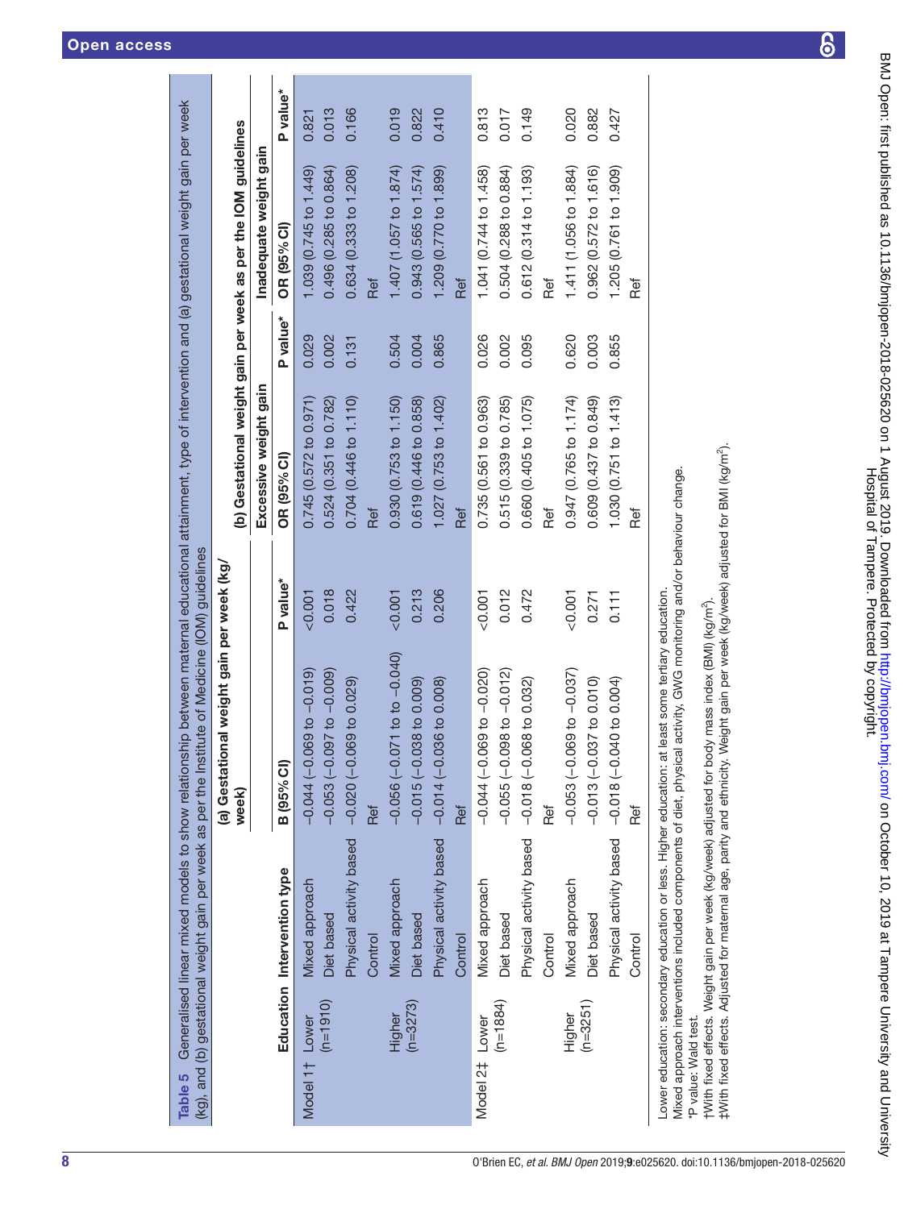**Table 5** Generalised linear mixed models to show relationship between maternal educational attainment, type of intervention and (a) gestational weight gain per week (kg), and (b) gestational weight gain per week as per the Institute of Medicine (IOM) guidelines

| | Education | Intervention type | (a) Gestational weight gain per week (kg/week) | | (b) Gestational weight gain per week as per the IOM guidelines | | | |
|---|---|---|---|---|---|---|---|---|
| | | | | | Excessive weight gain | | Inadequate weight gain | |
| | | | B (95% CI) | P value* | OR (95% CI) | P value* | OR (95% CI) | P value* |
| Model 1† | Lower (n=1910) | Mixed approach | −0.044 (−0.069 to −0.019) | <0.001 | 0.745 (0.572 to 0.971) | 0.029 | 1.039 (0.745 to 1.449) | 0.821 |
| | | Diet based | −0.053 (−0.097 to −0.009) | 0.018 | 0.524 (0.351 to 0.782) | 0.002 | 0.496 (0.285 to 0.864) | 0.013 |
| | | Physical activity based | −0.020 (−0.069 to 0.029) | 0.422 | 0.704 (0.446 to 1.110) | 0.131 | 0.634 (0.333 to 1.208) | 0.166 |
| | | Control | Ref | | Ref | | Ref | |
| | Higher (n=3273) | Mixed approach | −0.056 (−0.071 to −0.040) | <0.001 | 0.930 (0.753 to 1.150) | 0.504 | 1.407 (1.057 to 1.874) | 0.019 |
| | | Diet based | −0.015 (−0.038 to 0.009) | 0.213 | 0.619 (0.446 to 0.858) | 0.004 | 0.943 (0.565 to 1.574) | 0.822 |
| | | Physical activity based | −0.014 (−0.036 to 0.008) | 0.206 | 1.027 (0.753 to 1.402) | 0.865 | 1.209 (0.770 to 1.899) | 0.410 |
| | | Control | Ref | | Ref | | Ref | |
| Model 2‡ | Lower (n=1884) | Mixed approach | −0.044 (−0.069 to −0.020) | <0.001 | 0.735 (0.561 to 0.963) | 0.026 | 1.041 (0.744 to 1.458) | 0.813 |
| | | Diet based | −0.055 (−0.098 to −0.012) | 0.012 | 0.515 (0.339 to 0.785) | 0.002 | 0.504 (0.288 to 0.884) | 0.017 |
| | | Physical activity based | −0.018 (−0.068 to 0.032) | 0.472 | 0.660 (0.405 to 1.075) | 0.095 | 0.612 (0.314 to 1.193) | 0.149 |
| | | Control | Ref | | Ref | | Ref | |
| | Higher (n=3251) | Mixed approach | −0.053 (−0.069 to −0.037) | <0.001 | 0.947 (0.765 to 1.174) | 0.620 | 1.411 (1.056 to 1.884) | 0.020 |
| | | Diet based | −0.013 (−0.037 to 0.010) | 0.271 | 0.609 (0.437 to 0.849) | 0.003 | 0.962 (0.572 to 1.616) | 0.882 |
| | | Physical activity based | −0.018 (−0.040 to 0.004) | 0.111 | 1.030 (0.751 to 1.413) | 0.855 | 1.205 (0.761 to 1.909) | 0.427 |
| | | Control | Ref | | Ref | | Ref | |

Lower education: secondary education or less. Higher education: at least some tertiary education.
Mixed approach interventions included components of diet, physical activity, GWG monitoring and/or behaviour change.
*P value: Wald test.
†With fixed effects. Weight gain per week (kg/week) adjusted for body mass index (BMI) (kg/m²).
‡With fixed effects. Adjusted for maternal age, parity and ethnicity. Weight gain per week (kg/week) adjusted for BMI (kg/m²).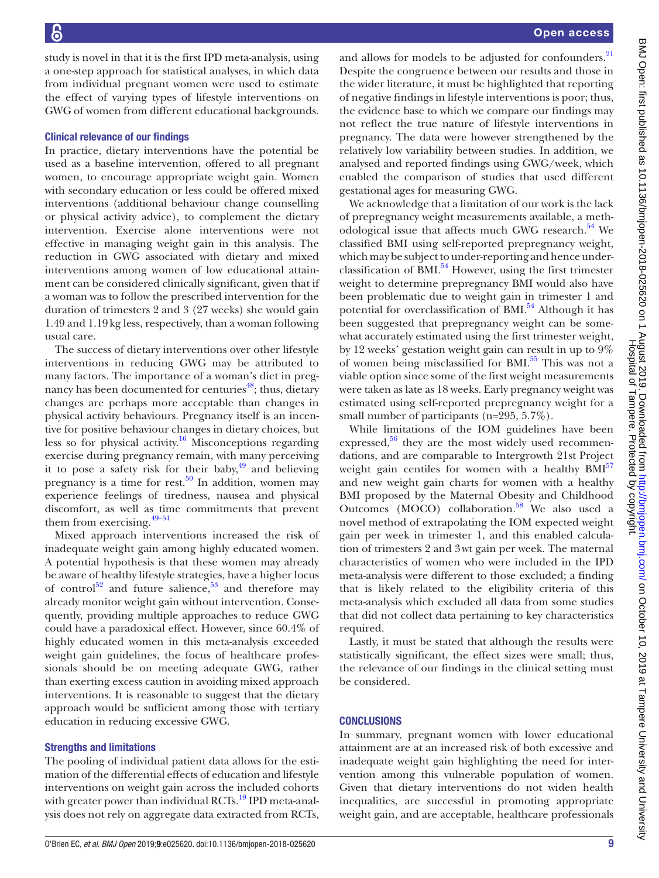study is novel in that it is the first IPD meta-analysis, using a one-step approach for statistical analyses, in which data from individual pregnant women were used to estimate the effect of varying types of lifestyle interventions on GWG of women from different educational backgrounds.

### Clinical relevance of our findings

In practice, dietary interventions have the potential be used as a baseline intervention, offered to all pregnant women, to encourage appropriate weight gain. Women with secondary education or less could be offered mixed interventions (additional behaviour change counselling or physical activity advice), to complement the dietary intervention. Exercise alone interventions were not effective in managing weight gain in this analysis. The reduction in GWG associated with dietary and mixed interventions among women of low educational attainment can be considered clinically significant, given that if a woman was to follow the prescribed intervention for the duration of trimesters 2 and 3 (27 weeks) she would gain 1.49 and 1.19 kg less, respectively, than a woman following usual care.

The success of dietary interventions over other lifestyle interventions in reducing GWG may be attributed to many factors. The importance of a woman's diet in pregnancy has been documented for centuries[48]; thus, dietary changes are perhaps more acceptable than changes in physical activity behaviours. Pregnancy itself is an incentive for positive behaviour changes in dietary choices, but less so for physical activity.[16] Misconceptions regarding exercise during pregnancy remain, with many perceiving it to pose a safety risk for their baby,[49] and believing pregnancy is a time for rest.[50] In addition, women may experience feelings of tiredness, nausea and physical discomfort, as well as time commitments that prevent them from exercising.[49–51]

Mixed approach interventions increased the risk of inadequate weight gain among highly educated women. A potential hypothesis is that these women may already be aware of healthy lifestyle strategies, have a higher locus of control[52] and future salience,[53] and therefore may already monitor weight gain without intervention. Consequently, providing multiple approaches to reduce GWG could have a paradoxical effect. However, since 60.4% of highly educated women in this meta-analysis exceeded weight gain guidelines, the focus of healthcare professionals should be on meeting adequate GWG, rather than exerting excess caution in avoiding mixed approach interventions. It is reasonable to suggest that the dietary approach would be sufficient among those with tertiary education in reducing excessive GWG.

### Strengths and limitations

The pooling of individual patient data allows for the estimation of the differential effects of education and lifestyle interventions on weight gain across the included cohorts with greater power than individual RCTs.[19] IPD meta-analysis does not rely on aggregate data extracted from RCTs, and allows for models to be adjusted for confounders.[21] Despite the congruence between our results and those in the wider literature, it must be highlighted that reporting of negative findings in lifestyle interventions is poor; thus, the evidence base to which we compare our findings may not reflect the true nature of lifestyle interventions in pregnancy. The data were however strengthened by the relatively low variability between studies. In addition, we analysed and reported findings using GWG/week, which enabled the comparison of studies that used different gestational ages for measuring GWG.

We acknowledge that a limitation of our work is the lack of prepregnancy weight measurements available, a methodological issue that affects much GWG research.[54] We classified BMI using self-reported prepregnancy weight, which may be subject to under-reporting and hence underclassification of BMI.[54] However, using the first trimester weight to determine prepregnancy BMI would also have been problematic due to weight gain in trimester 1 and potential for overclassification of BMI.[54] Although it has been suggested that prepregnancy weight can be somewhat accurately estimated using the first trimester weight, by 12 weeks' gestation weight gain can result in up to 9% of women being misclassified for BMI.[55] This was not a viable option since some of the first weight measurements were taken as late as 18 weeks. Early pregnancy weight was estimated using self-reported prepregnancy weight for a small number of participants (n=295, 5.7%).

While limitations of the IOM guidelines have been expressed,[56] they are the most widely used recommendations, and are comparable to Intergrowth 21st Project weight gain centiles for women with a healthy BMI[57] and new weight gain charts for women with a healthy BMI proposed by the Maternal Obesity and Childhood Outcomes (MOCO) collaboration.[58] We also used a novel method of extrapolating the IOM expected weight gain per week in trimester 1, and this enabled calculation of trimesters 2 and 3 wt gain per week. The maternal characteristics of women who were included in the IPD meta-analysis were different to those excluded; a finding that is likely related to the eligibility criteria of this meta-analysis which excluded all data from some studies that did not collect data pertaining to key characteristics required.

Lastly, it must be stated that although the results were statistically significant, the effect sizes were small; thus, the relevance of our findings in the clinical setting must be considered.

## CONCLUSIONS

In summary, pregnant women with lower educational attainment are at an increased risk of both excessive and inadequate weight gain highlighting the need for intervention among this vulnerable population of women. Given that dietary interventions do not widen health inequalities, are successful in promoting appropriate weight gain, and are acceptable, healthcare professionals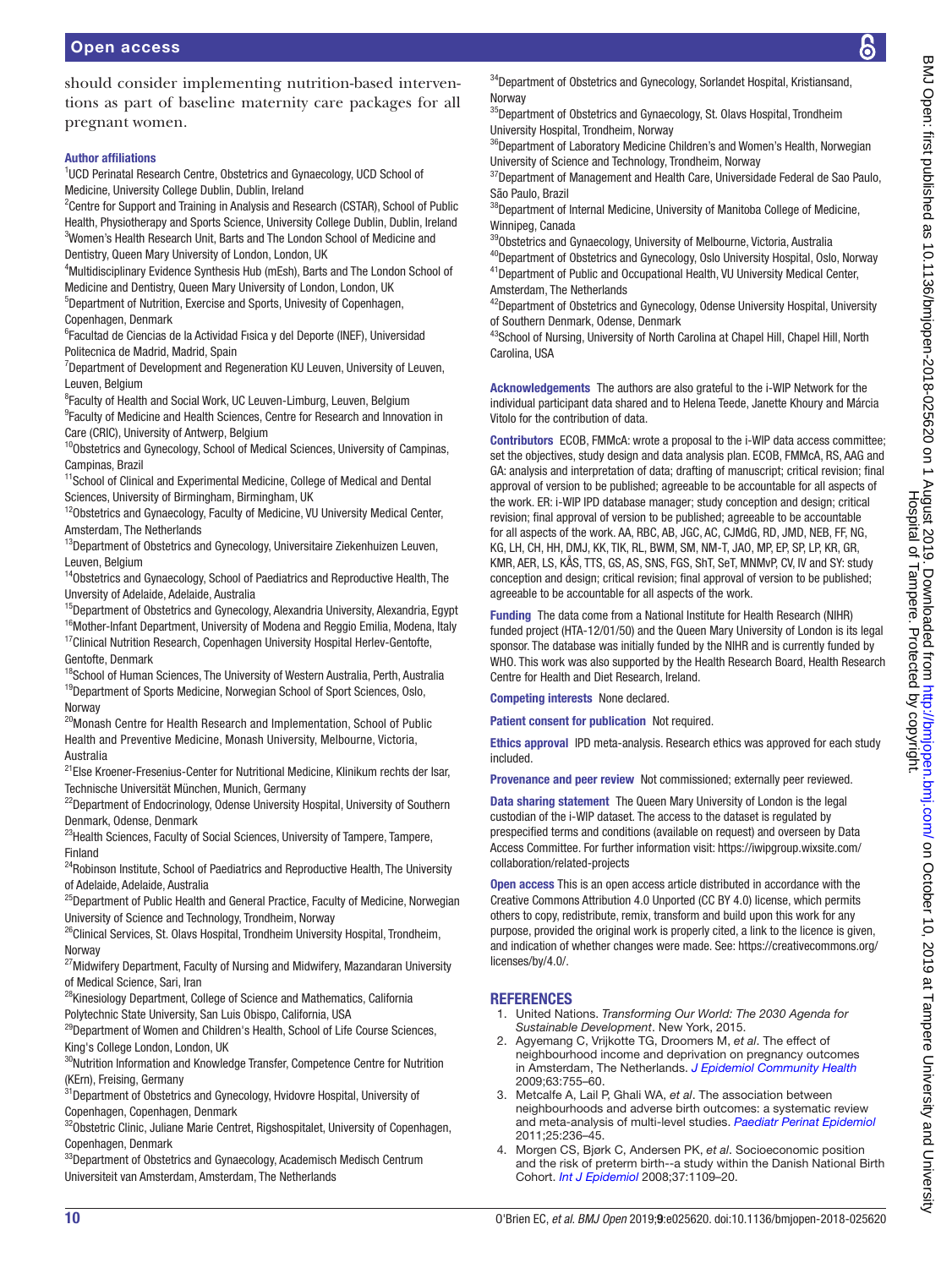should consider implementing nutrition-based interventions as part of baseline maternity care packages for all pregnant women.

### Author affiliations

[1]UCD Perinatal Research Centre, Obstetrics and Gynaecology, UCD School of Medicine, University College Dublin, Dublin, Ireland
[2]Centre for Support and Training in Analysis and Research (CSTAR), School of Public Health, Physiotherapy and Sports Science, University College Dublin, Dublin, Ireland
[3]Women's Health Research Unit, Barts and The London School of Medicine and Dentistry, Queen Mary University of London, London, UK
[4]Multidisciplinary Evidence Synthesis Hub (mEsh), Barts and The London School of Medicine and Dentistry, Queen Mary University of London, London, UK
[5]Department of Nutrition, Exercise and Sports, Univesity of Copenhagen, Copenhagen, Denmark
[6]Facultad de Ciencias de la Actividad Fisica y del Deporte (INEF), Universidad Politecnica de Madrid, Madrid, Spain
[7]Department of Development and Regeneration KU Leuven, University of Leuven, Leuven, Belgium
[8]Faculty of Health and Social Work, UC Leuven-Limburg, Leuven, Belgium
[9]Faculty of Medicine and Health Sciences, Centre for Research and Innovation in Care (CRIC), University of Antwerp, Belgium
[10]Obstetrics and Gynecology, School of Medical Sciences, University of Campinas, Campinas, Brazil
[11]School of Clinical and Experimental Medicine, College of Medical and Dental Sciences, University of Birmingham, Birmingham, UK
[12]Obstetrics and Gynaecology, Faculty of Medicine, VU University Medical Center, Amsterdam, The Netherlands
[13]Department of Obstetrics and Gynecology, Universitaire Ziekenhuizen Leuven, Leuven, Belgium
[14]Obstetrics and Gynaecology, School of Paediatrics and Reproductive Health, The University of Adelaide, Adelaide, Australia
[15]Department of Obstetrics and Gynecology, Alexandria University, Alexandria, Egypt
[16]Mother-Infant Department, University of Modena and Reggio Emilia, Modena, Italy
[17]Clinical Nutrition Research, Copenhagen University Hospital Herlev-Gentofte, Gentofte, Denmark
[18]School of Human Sciences, The University of Western Australia, Perth, Australia
[19]Department of Sports Medicine, Norwegian School of Sport Sciences, Oslo, Norway
[20]Monash Centre for Health Research and Implementation, School of Public Health and Preventive Medicine, Monash University, Melbourne, Victoria, Australia
[21]Else Kroener-Fresenius-Center for Nutritional Medicine, Klinikum rechts der Isar, Technische Universität München, Munich, Germany
[22]Department of Endocrinology, Odense University Hospital, University of Southern Denmark, Odense, Denmark
[23]Health Sciences, Faculty of Social Sciences, University of Tampere, Tampere, Finland
[24]Robinson Institute, School of Paediatrics and Reproductive Health, The University of Adelaide, Adelaide, Australia
[25]Department of Public Health and General Practice, Faculty of Medicine, Norwegian University of Science and Technology, Trondheim, Norway
[26]Clinical Services, St. Olavs Hospital, Trondheim University Hospital, Trondheim, Norway
[27]Midwifery Department, Faculty of Nursing and Midwifery, Mazandaran University of Medical Science, Sari, Iran
[28]Kinesiology Department, College of Science and Mathematics, California Polytechnic State University, San Luis Obispo, California, USA
[29]Department of Women and Children's Health, School of Life Course Sciences, King's College London, London, UK
[30]Nutrition Information and Knowledge Transfer, Competence Centre for Nutrition (KErn), Freising, Germany
[31]Department of Obstetrics and Gynecology, Hvidovre Hospital, University of Copenhagen, Copenhagen, Denmark
[32]Obstetric Clinic, Juliane Marie Centret, Rigshospitalet, University of Copenhagen, Copenhagen, Denmark
[33]Department of Obstetrics and Gynaecology, Academisch Medisch Centrum Universiteit van Amsterdam, Amsterdam, The Netherlands
[34]Department of Obstetrics and Gynecology, Sorlandet Hospital, Kristiansand, Norway
[35]Department of Obstetrics and Gynaecology, St. Olavs Hospital, Trondheim University Hospital, Trondheim, Norway
[36]Department of Laboratory Medicine Children's and Women's Health, Norwegian University of Science and Technology, Trondheim, Norway
[37]Department of Management and Health Care, Universidade Federal de Sao Paulo, São Paulo, Brazil
[38]Department of Internal Medicine, University of Manitoba College of Medicine, Winnipeg, Canada
[39]Obstetrics and Gynaecology, University of Melbourne, Victoria, Australia
[40]Department of Obstetrics and Gynecology, Oslo University Hospital, Oslo, Norway
[41]Department of Public and Occupational Health, VU University Medical Center, Amsterdam, The Netherlands
[42]Department of Obstetrics and Gynecology, Odense University Hospital, University of Southern Denmark, Odense, Denmark
[43]School of Nursing, University of North Carolina at Chapel Hill, Chapel Hill, North Carolina, USA

**Acknowledgements** The authors are also grateful to the i-WIP Network for the individual participant data shared and to Helena Teede, Janette Khoury and Márcia Vitolo for the contribution of data.

**Contributors** ECOB, FMMcA: wrote a proposal to the i-WIP data access committee; set the objectives, study design and data analysis plan. ECOB, FMMcA, RS, AAG and GA: analysis and interpretation of data; drafting of manuscript; critical revision; final approval of version to be published; agreeable to be accountable for all aspects of the work. ER: i-WIP IPD database manager; study conception and design; critical revision; final approval of version to be published; agreeable to be accountable for all aspects of the work. AA, RBC, AB, JGC, AC, CJMdG, RD, JMD, NEB, FF, NG, KG, LH, CH, HH, DMJ, KK, TIK, RL, BWM, SM, NM-T, JAO, MP, EP, SP, LP, KR, GR, KMR, AER, LS, KÅS, TTS, GS, AS, SNS, FGS, ShT, SeT, MNMvP, CV, IV and SY: study conception and design; critical revision; final approval of version to be published; agreeable to be accountable for all aspects of the work.

**Funding** The data come from a National Institute for Health Research (NIHR) funded project (HTA-12/01/50) and the Queen Mary University of London is its legal sponsor. The database was initially funded by the NIHR and is currently funded by WHO. This work was also supported by the Health Research Board, Health Research Centre for Health and Diet Research, Ireland.

**Competing interests** None declared.

**Patient consent for publication** Not required.

**Ethics approval** IPD meta-analysis. Research ethics was approved for each study included.

**Provenance and peer review** Not commissioned; externally peer reviewed.

**Data sharing statement** The Queen Mary University of London is the legal custodian of the i-WIP dataset. The access to the dataset is regulated by prespecified terms and conditions (available on request) and overseen by Data Access Committee. For further information visit: https://iwipgroup.wixsite.com/collaboration/related-projects

**Open access** This is an open access article distributed in accordance with the Creative Commons Attribution 4.0 Unported (CC BY 4.0) license, which permits others to copy, redistribute, remix, transform and build upon this work for any purpose, provided the original work is properly cited, a link to the licence is given, and indication of whether changes were made. See: https://creativecommons.org/licenses/by/4.0/.

## REFERENCES

1. United Nations. *Transforming Our World: The 2030 Agenda for Sustainable Development*. New York, 2015.
2. Agyemang C, Vrijkotte TG, Droomers M, *et al*. The effect of neighbourhood income and deprivation on pregnancy outcomes in Amsterdam, The Netherlands. *J Epidemiol Community Health* 2009;63:755–60.
3. Metcalfe A, Lail P, Ghali WA, *et al*. The association between neighbourhoods and adverse birth outcomes: a systematic review and meta-analysis of multi-level studies. *Paediatr Perinat Epidemiol* 2011;25:236–45.
4. Morgen CS, Bjørk C, Andersen PK, *et al*. Socioeconomic position and the risk of preterm birth--a study within the Danish National Birth Cohort. *Int J Epidemiol* 2008;37:1109–20.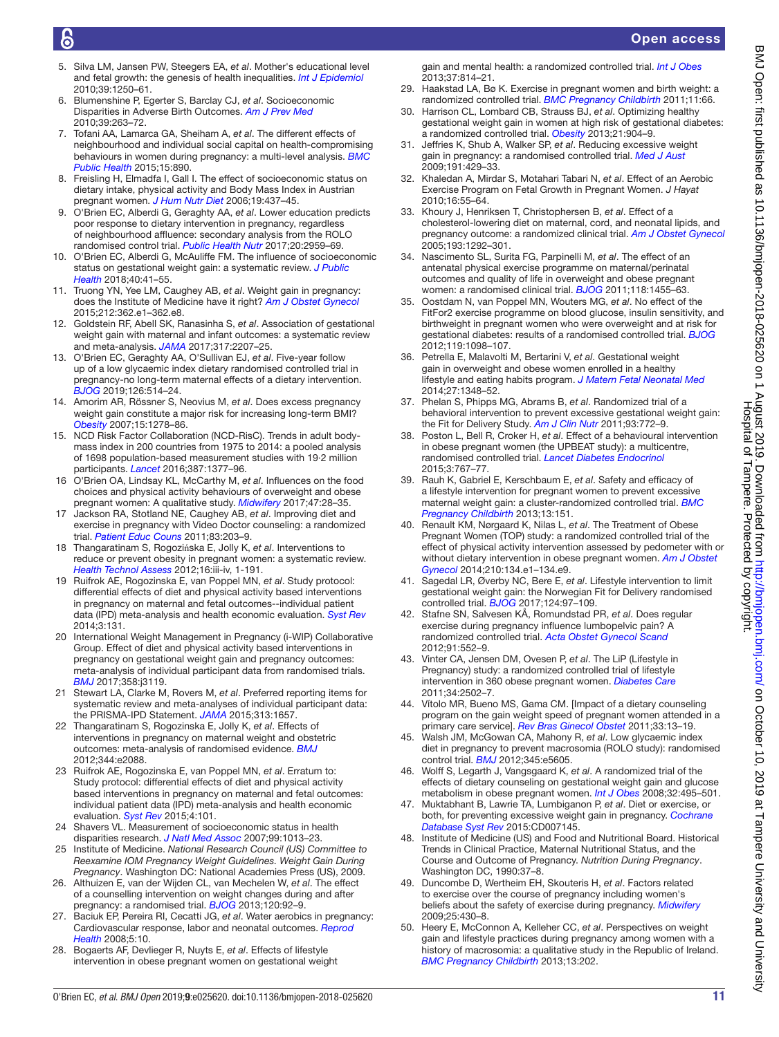5. Silva LM, Jansen PW, Steegers EA, *et al*. Mother's educational level and fetal growth: the genesis of health inequalities. *Int J Epidemiol* 2010;39:1250–61.
6. Blumenshine P, Egerter S, Barclay CJ, *et al*. Socioeconomic Disparities in Adverse Birth Outcomes. *Am J Prev Med* 2010;39:263–72.
7. Tofani AA, Lamarca GA, Sheiham A, *et al*. The different effects of neighbourhood and individual social capital on health-compromising behaviours in women during pregnancy: a multi-level analysis. *BMC Public Health* 2015;15:890.
8. Freisling H, Elmadfa I, Gall I. The effect of socioeconomic status on dietary intake, physical activity and Body Mass Index in Austrian pregnant women. *J Hum Nutr Diet* 2006;19:437–45.
9. O'Brien EC, Alberdi G, Geraghty AA, *et al*. Lower education predicts poor response to dietary intervention in pregnancy, regardless of neighbourhood affluence: secondary analysis from the ROLO randomised control trial. *Public Health Nutr* 2017;20:2959–69.
10. O'Brien EC, Alberdi G, McAuliffe FM. The influence of socioeconomic status on gestational weight gain: a systematic review. *J Public Health* 2018;40:41–55.
11. Truong YN, Yee LM, Caughey AB, *et al*. Weight gain in pregnancy: does the Institute of Medicine have it right? *Am J Obstet Gynecol* 2015;212:362.e1–362.e8.
12. Goldstein RF, Abell SK, Ranasinha S, *et al*. Association of gestational weight gain with maternal and infant outcomes: a systematic review and meta-analysis. *JAMA* 2017;317:2207–25.
13. O'Brien EC, Geraghty AA, O'Sullivan EJ, *et al*. Five-year follow up of a low glycaemic index dietary randomised controlled trial in pregnancy-no long-term maternal effects of a dietary intervention. *BJOG* 2019;126:514–24.
14. Amorim AR, Rössner S, Neovius M, *et al*. Does excess pregnancy weight gain constitute a major risk for increasing long-term BMI? *Obesity* 2007;15:1278–86.
15. NCD Risk Factor Collaboration (NCD-RisC). Trends in adult body-mass index in 200 countries from 1975 to 2014: a pooled analysis of 1698 population-based measurement studies with 19·2 million participants. *Lancet* 2016;387:1377–96.
16. O'Brien OA, Lindsay KL, McCarthy M, *et al*. Influences on the food choices and physical activity behaviours of overweight and obese pregnant women: A qualitative study. *Midwifery* 2017;47:28–35.
17. Jackson RA, Stotland NE, Caughey AB, *et al*. Improving diet and exercise in pregnancy with Video Doctor counseling: a randomized trial. *Patient Educ Couns* 2011;83:203–9.
18. Thangaratinam S, Rogozińska E, Jolly K, *et al*. Interventions to reduce or prevent obesity in pregnant women: a systematic review. *Health Technol Assess* 2012;16:iii-iv, 1-191.
19. Ruifrok AE, Rogozinska E, van Poppel MN, *et al*. Study protocol: differential effects of diet and physical activity based interventions in pregnancy on maternal and fetal outcomes--individual patient data (IPD) meta-analysis and health economic evaluation. *Syst Rev* 2014;3:131.
20. International Weight Management in Pregnancy (i-WIP) Collaborative Group. Effect of diet and physical activity based interventions in pregnancy on gestational weight gain and pregnancy outcomes: meta-analysis of individual participant data from randomised trials. *BMJ* 2017;358:j3119.
21. Stewart LA, Clarke M, Rovers M, *et al*. Preferred reporting items for systematic review and meta-analyses of individual participant data: the PRISMA-IPD Statement. *JAMA* 2015;313:1657.
22. Thangaratinam S, Rogozinska E, Jolly K, *et al*. Effects of interventions in pregnancy on maternal weight and obstetric outcomes: meta-analysis of randomised evidence. *BMJ* 2012;344:e2088.
23. Ruifrok AE, Rogozinska E, van Poppel MN, *et al*. Erratum to: Study protocol: differential effects of diet and physical activity based interventions in pregnancy on maternal and fetal outcomes: individual patient data (IPD) meta-analysis and health economic evaluation. *Syst Rev* 2015;4:101.
24. Shavers VL. Measurement of socioeconomic status in health disparities research. *J Natl Med Assoc* 2007;99:1013–23.
25. Institute of Medicine. *National Research Council (US) Committee to Reexamine IOM Pregnancy Weight Guidelines. Weight Gain During Pregnancy*. Washington DC: National Academies Press (US), 2009.
26. Althuizen E, van der Wijden CL, van Mechelen W, *et al*. The effect of a counselling intervention on weight changes during and after pregnancy: a randomised trial. *BJOG* 2013;120:92–9.
27. Baciuk EP, Pereira RI, Cecatti JG, *et al*. Water aerobics in pregnancy: Cardiovascular response, labor and neonatal outcomes. *Reprod Health* 2008;5:10.
28. Bogaerts AF, Devlieger R, Nuyts E, *et al*. Effects of lifestyle intervention in obese pregnant women on gestational weight gain and mental health: a randomized controlled trial. *Int J Obes* 2013;37:814–21.
29. Haakstad LA, Bø K. Exercise in pregnant women and birth weight: a randomized controlled trial. *BMC Pregnancy Childbirth* 2011;11:66.
30. Harrison CL, Lombard CB, Strauss BJ, *et al*. Optimizing healthy gestational weight gain in women at high risk of gestational diabetes: a randomized controlled trial. *Obesity* 2013;21:904–9.
31. Jeffries K, Shub A, Walker SP, *et al*. Reducing excessive weight gain in pregnancy: a randomised controlled trial. *Med J Aust* 2009;191:429–33.
32. Khaledan A, Mirdar S, Motahari Tabari N, *et al*. Effect of an Aerobic Exercise Program on Fetal Growth in Pregnant Women. *J Hayat* 2010;16:55–64.
33. Khoury J, Henriksen T, Christophersen B, *et al*. Effect of a cholesterol-lowering diet on maternal, cord, and neonatal lipids, and pregnancy outcome: a randomized clinical trial. *Am J Obstet Gynecol* 2005;193:1292–301.
34. Nascimento SL, Surita FG, Parpinelli M, *et al*. The effect of an antenatal physical exercise programme on maternal/perinatal outcomes and quality of life in overweight and obese pregnant women: a randomised clinical trial. *BJOG* 2011;118:1455–63.
35. Oostdam N, van Poppel MN, Wouters MG, *et al*. No effect of the FitFor2 exercise programme on blood glucose, insulin sensitivity, and birthweight in pregnant women who were overweight and at risk for gestational diabetes: results of a randomised controlled trial. *BJOG* 2012;119:1098–107.
36. Petrella E, Malavolti M, Bertarini V, *et al*. Gestational weight gain in overweight and obese women enrolled in a healthy lifestyle and eating habits program. *J Matern Fetal Neonatal Med* 2014;27:1348–52.
37. Phelan S, Phipps MG, Abrams B, *et al*. Randomized trial of a behavioral intervention to prevent excessive gestational weight gain: the Fit for Delivery Study. *Am J Clin Nutr* 2011;93:772–9.
38. Poston L, Bell R, Croker H, *et al*. Effect of a behavioural intervention in obese pregnant women (the UPBEAT study): a multicentre, randomised controlled trial. *Lancet Diabetes Endocrinol* 2015;3:767–77.
39. Rauh K, Gabriel E, Kerschbaum E, *et al*. Safety and efficacy of a lifestyle intervention for pregnant women to prevent excessive maternal weight gain: a cluster-randomized controlled trial. *BMC Pregnancy Childbirth* 2013;13:151.
40. Renault KM, Nørgaard K, Nilas L, *et al*. The Treatment of Obese Pregnant Women (TOP) study: a randomized controlled trial of the effect of physical activity intervention assessed by pedometer with or without dietary intervention in obese pregnant women. *Am J Obstet Gynecol* 2014;210:134.e1–134.e9.
41. Sagedal LR, Øverby NC, Bere E, *et al*. Lifestyle intervention to limit gestational weight gain: the Norwegian Fit for Delivery randomised controlled trial. *BJOG* 2017;124:97–109.
42. Stafne SN, Salvesen KÅ, Romundstad PR, *et al*. Does regular exercise during pregnancy influence lumbopelvic pain? A randomized controlled trial. *Acta Obstet Gynecol Scand* 2012;91:552–9.
43. Vinter CA, Jensen DM, Ovesen P, *et al*. The LiP (Lifestyle in Pregnancy) study: a randomized controlled trial of lifestyle intervention in 360 obese pregnant women. *Diabetes Care* 2011;34:2502–7.
44. Vítolo MR, Bueno MS, Gama CM. [Impact of a dietary counseling program on the gain weight speed of pregnant women attended in a primary care service]. *Rev Bras Ginecol Obstet* 2011;33:13–19.
45. Walsh JM, McGowan CA, Mahony R, *et al*. Low glycaemic index diet in pregnancy to prevent macrosomia (ROLO study): randomised control trial. *BMJ* 2012;345:e5605.
46. Wolff S, Legarth J, Vangsgaard K, *et al*. A randomized trial of the effects of dietary counseling on gestational weight gain and glucose metabolism in obese pregnant women. *Int J Obes* 2008;32:495–501.
47. Muktabhant B, Lawrie TA, Lumbiganon P, *et al*. Diet or exercise, or both, for preventing excessive weight gain in pregnancy. *Cochrane Database Syst Rev* 2015:CD007145.
48. Institute of Medicine (US) and Food and Nutritional Board. Historical Trends in Clinical Practice, Maternal Nutritional Status, and the Course and Outcome of Pregnancy. *Nutrition During Pregnancy*. Washington DC, 1990:37–8.
49. Duncombe D, Wertheim EH, Skouteris H, *et al*. Factors related to exercise over the course of pregnancy including women's beliefs about the safety of exercise during pregnancy. *Midwifery* 2009;25:430–8.
50. Heery E, McConnon A, Kelleher CC, *et al*. Perspectives on weight gain and lifestyle practices during pregnancy among women with a history of macrosomia: a qualitative study in the Republic of Ireland. *BMC Pregnancy Childbirth* 2013;13:202.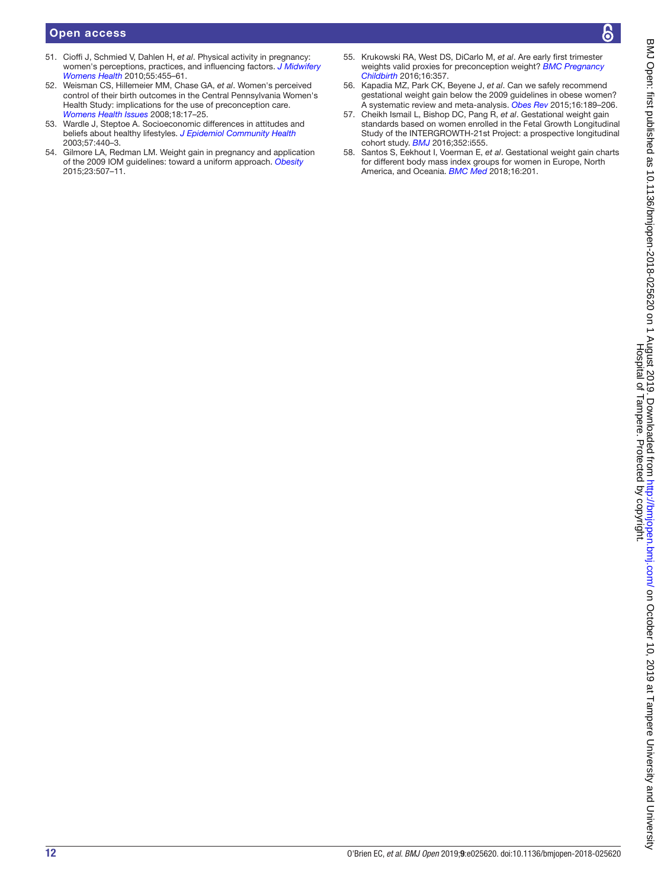51. Cioffi J, Schmied V, Dahlen H, *et al*. Physical activity in pregnancy: women's perceptions, practices, and influencing factors. *J Midwifery Womens Health* 2010;55:455–61.
52. Weisman CS, Hillemeier MM, Chase GA, *et al*. Women's perceived control of their birth outcomes in the Central Pennsylvania Women's Health Study: implications for the use of preconception care. *Womens Health Issues* 2008;18:17–25.
53. Wardle J, Steptoe A. Socioeconomic differences in attitudes and beliefs about healthy lifestyles. *J Epidemiol Community Health* 2003;57:440–3.
54. Gilmore LA, Redman LM. Weight gain in pregnancy and application of the 2009 IOM guidelines: toward a uniform approach. *Obesity* 2015;23:507–11.
55. Krukowski RA, West DS, DiCarlo M, *et al*. Are early first trimester weights valid proxies for preconception weight? *BMC Pregnancy Childbirth* 2016;16:357.
56. Kapadia MZ, Park CK, Beyene J, *et al*. Can we safely recommend gestational weight gain below the 2009 guidelines in obese women? A systematic review and meta-analysis. *Obes Rev* 2015;16:189–206.
57. Cheikh Ismail L, Bishop DC, Pang R, *et al*. Gestational weight gain standards based on women enrolled in the Fetal Growth Longitudinal Study of the INTERGROWTH-21st Project: a prospective longitudinal cohort study. *BMJ* 2016;352:i555.
58. Santos S, Eekhout I, Voerman E, *et al*. Gestational weight gain charts for different body mass index groups for women in Europe, North America, and Oceania. *BMC Med* 2018;16:201.